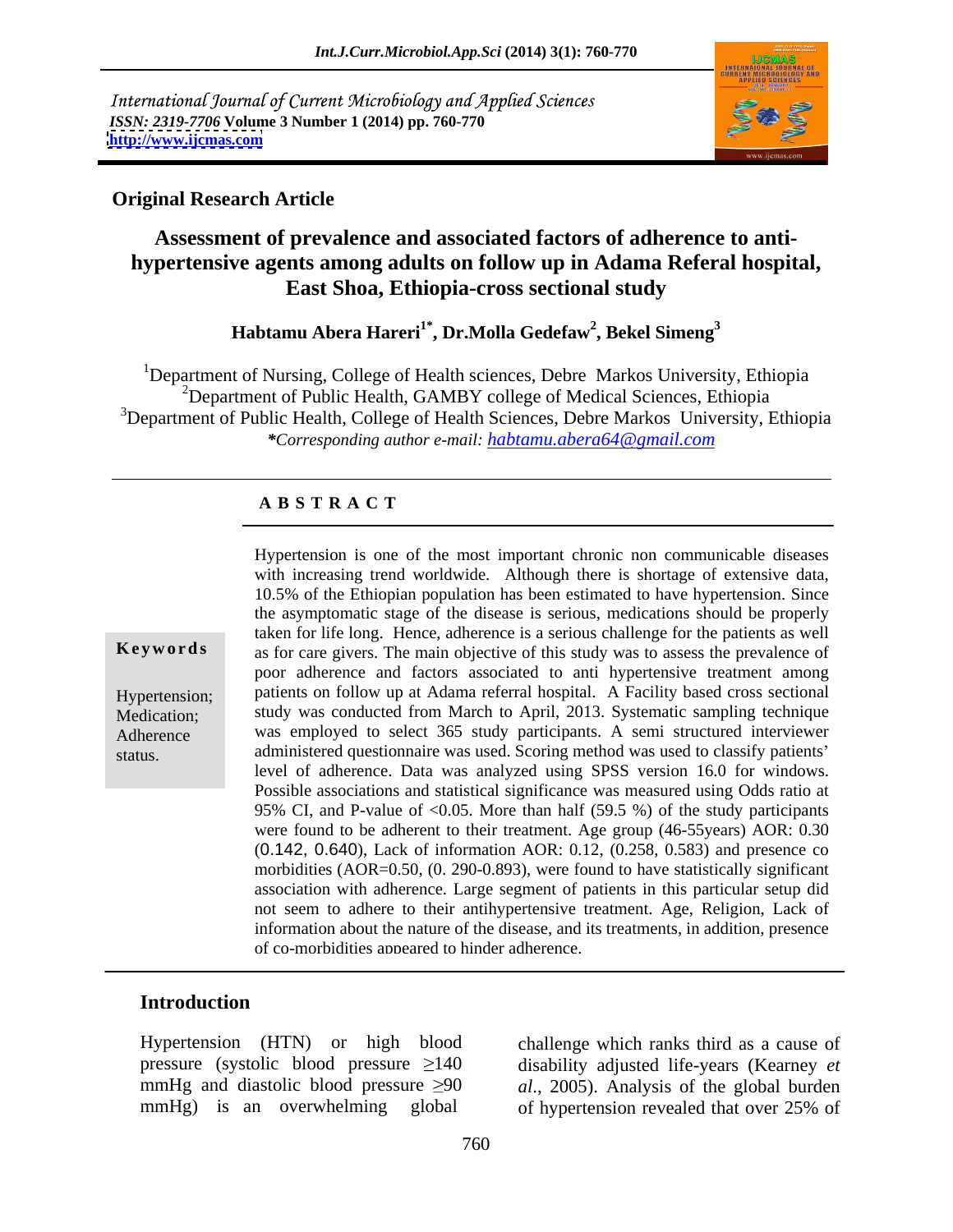International Journal of Current Microbiology and Applied Sciences
*ISSN: 2319-7706* **Volume 3 Number 1 (2014) pp. 760-770**
**http://www.ijcmas.com**

**Original Research Article**

# Assessment of prevalence and associated factors of adherence to anti-hypertensive agents among adults on follow up in Adama Referal hospital, East Shoa, Ethiopia-cross sectional study

**Habtamu Abera Hareri[1*], Dr.Molla Gedefaw[2], Bekel Simeng[3]**

[1]Department of Nursing, College of Health sciences, Debre Markos University, Ethiopia
[2]Department of Public Health, GAMBY college of Medical Sciences, Ethiopia
[3]Department of Public Health, College of Health Sciences, Debre Markos University, Ethiopia
*\*Corresponding author e-mail: habtamu.abera64@gmail.com*

## ABSTRACT

**Keywords**

Hypertension; Medication; Adherence status.

Hypertension is one of the most important chronic non communicable diseases with increasing trend worldwide. Although there is shortage of extensive data, 10.5% of the Ethiopian population has been estimated to have hypertension. Since the asymptomatic stage of the disease is serious, medications should be properly taken for life long. Hence, adherence is a serious challenge for the patients as well as for care givers. The main objective of this study was to assess the prevalence of poor adherence and factors associated to anti hypertensive treatment among patients on follow up at Adama referral hospital. A Facility based cross sectional study was conducted from March to April, 2013. Systematic sampling technique was employed to select 365 study participants. A semi structured interviewer administered questionnaire was used. Scoring method was used to classify patients' level of adherence. Data was analyzed using SPSS version 16.0 for windows. Possible associations and statistical significance was measured using Odds ratio at 95% CI, and P-value of <0.05. More than half (59.5 %) of the study participants were found to be adherent to their treatment. Age group (46-55years) AOR: 0.30 (0.142, 0.640), Lack of information AOR: 0.12, (0.258, 0.583) and presence co morbidities (AOR=0.50, (0. 290-0.893), were found to have statistically significant association with adherence. Large segment of patients in this particular setup did not seem to adhere to their antihypertensive treatment. Age, Religion, Lack of information about the nature of the disease, and its treatments, in addition, presence of co-morbidities appeared to hinder adherence.

## Introduction

Hypertension (HTN) or high blood pressure (systolic blood pressure ≥140 mmHg and diastolic blood pressure ≥90 mmHg) is an overwhelming global challenge which ranks third as a cause of disability adjusted life-years (Kearney *et al.*, 2005). Analysis of the global burden of hypertension revealed that over 25% of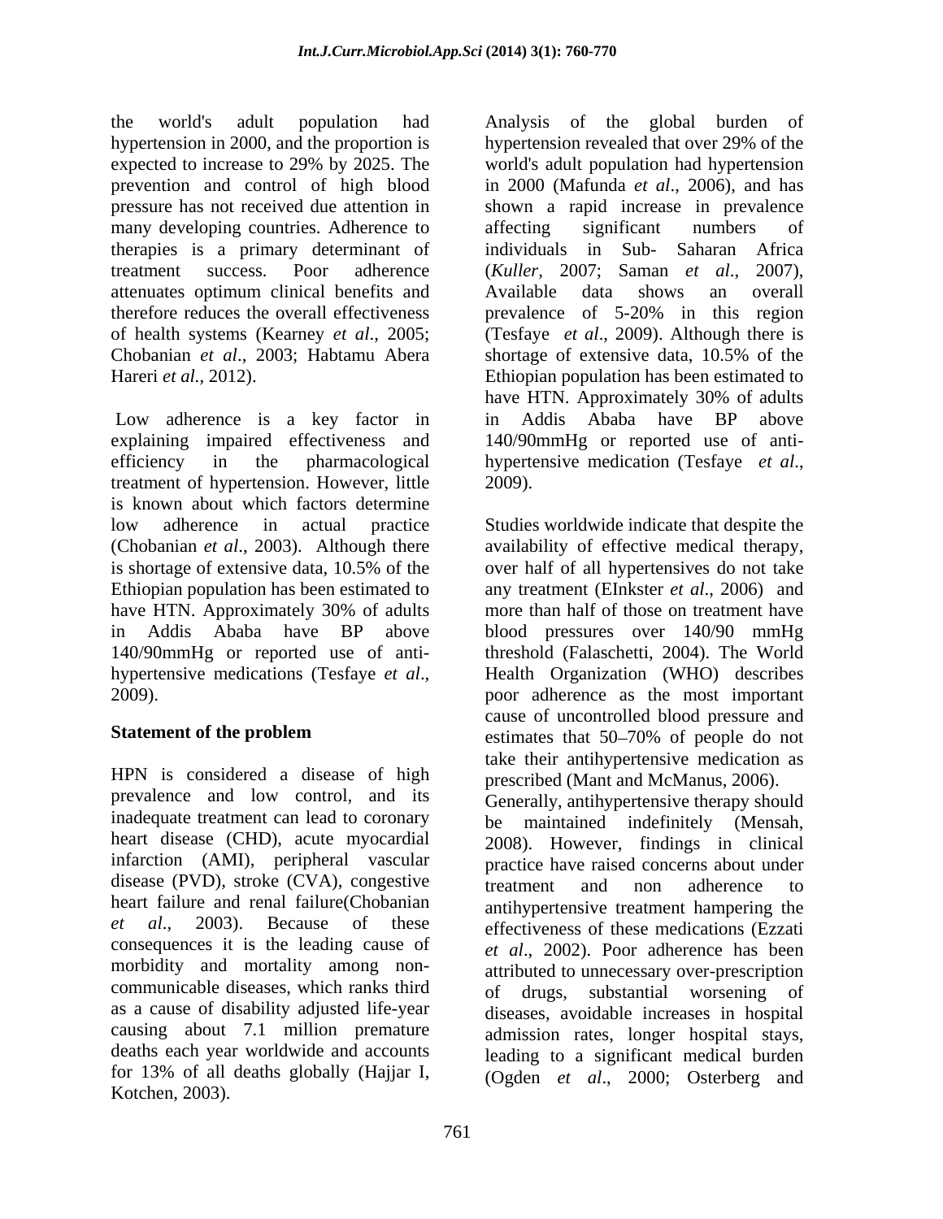the world's adult population had hypertension in 2000, and the proportion is expected to increase to 29% by 2025. The prevention and control of high blood pressure has not received due attention in many developing countries. Adherence to therapies is a primary determinant of treatment success. Poor adherence attenuates optimum clinical benefits and therefore reduces the overall effectiveness of health systems (Kearney *et al*., 2005; Chobanian *et al*., 2003; Habtamu Abera Hareri *et al.*, 2012).

Low adherence is a key factor in explaining impaired effectiveness and efficiency in the pharmacological treatment of hypertension. However, little is known about which factors determine low adherence in actual practice (Chobanian *et al*., 2003). Although there is shortage of extensive data, 10.5% of the Ethiopian population has been estimated to have HTN. Approximately 30% of adults in Addis Ababa have BP above 140/90mmHg or reported use of anti-hypertensive medications (Tesfaye *et al*., 2009).

## Statement of the problem

HPN is considered a disease of high prevalence and low control, and its inadequate treatment can lead to coronary heart disease (CHD), acute myocardial infarction (AMI), peripheral vascular disease (PVD), stroke (CVA), congestive heart failure and renal failure(Chobanian *et al*., 2003). Because of these consequences it is the leading cause of morbidity and mortality among non-communicable diseases, which ranks third as a cause of disability adjusted life-year causing about 7.1 million premature deaths each year worldwide and accounts for 13% of all deaths globally (Hajjar I, Kotchen, 2003).

Analysis of the global burden of hypertension revealed that over 29% of the world's adult population had hypertension in 2000 (Mafunda *et al*., 2006), and has shown a rapid increase in prevalence affecting significant numbers of individuals in Sub- Saharan Africa (*Kuller*, 2007; Saman *et al*., 2007), Available data shows an overall prevalence of 5-20% in this region (Tesfaye *et al*., 2009). Although there is shortage of extensive data, 10.5% of the Ethiopian population has been estimated to have HTN. Approximately 30% of adults in Addis Ababa have BP above 140/90mmHg or reported use of anti-hypertensive medication (Tesfaye *et al*., 2009).

Studies worldwide indicate that despite the availability of effective medical therapy, over half of all hypertensives do not take any treatment (EInkster *et al*., 2006) and more than half of those on treatment have blood pressures over 140/90 mmHg threshold (Falaschetti, 2004). The World Health Organization (WHO) describes poor adherence as the most important cause of uncontrolled blood pressure and estimates that 50–70% of people do not take their antihypertensive medication as prescribed (Mant and McManus, 2006). Generally, antihypertensive therapy should be maintained indefinitely (Mensah, 2008). However, findings in clinical practice have raised concerns about under treatment and non adherence to antihypertensive treatment hampering the effectiveness of these medications (Ezzati *et al*., 2002). Poor adherence has been attributed to unnecessary over-prescription of drugs, substantial worsening of diseases, avoidable increases in hospital admission rates, longer hospital stays, leading to a significant medical burden (Ogden *et al*., 2000; Osterberg and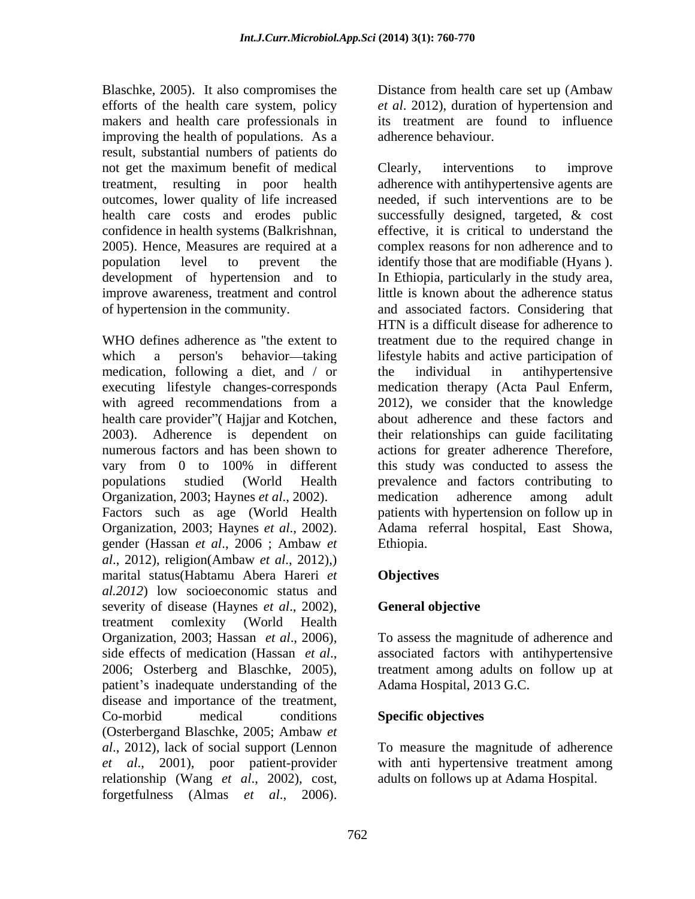Blaschke, 2005). It also compromises the efforts of the health care system, policy makers and health care professionals in improving the health of populations. As a result, substantial numbers of patients do not get the maximum benefit of medical treatment, resulting in poor health outcomes, lower quality of life increased health care costs and erodes public confidence in health systems (Balkrishnan, 2005). Hence, Measures are required at a population level to prevent the development of hypertension and to improve awareness, treatment and control of hypertension in the community.

WHO defines adherence as "the extent to which a person's behavior—taking medication, following a diet, and / or executing lifestyle changes-corresponds with agreed recommendations from a health care provider"( Hajjar and Kotchen, 2003). Adherence is dependent on numerous factors and has been shown to vary from 0 to 100% in different populations studied (World Health Organization, 2003; Haynes *et al*., 2002). Factors such as age (World Health Organization, 2003; Haynes *et al*., 2002). gender (Hassan *et al*., 2006 ; Ambaw *et al*., 2012), religion(Ambaw *et al*., 2012),) marital status(Habtamu Abera Hareri *et al.2012*) low socioeconomic status and severity of disease (Haynes *et al*., 2002), treatment comlexity (World Health Organization, 2003; Hassan *et al*., 2006), side effects of medication (Hassan *et al*., 2006; Osterberg and Blaschke, 2005), patient's inadequate understanding of the disease and importance of the treatment, Co-morbid medical conditions (Osterbergand Blaschke, 2005; Ambaw *et al*., 2012), lack of social support (Lennon *et al*., 2001), poor patient-provider relationship (Wang *et al*., 2002), cost, forgetfulness (Almas *et al*., 2006). Distance from health care set up (Ambaw *et al*. 2012), duration of hypertension and its treatment are found to influence adherence behaviour.

Clearly, interventions to improve adherence with antihypertensive agents are needed, if such interventions are to be successfully designed, targeted, & cost effective, it is critical to understand the complex reasons for non adherence and to identify those that are modifiable (Hyans ). In Ethiopia, particularly in the study area, little is known about the adherence status and associated factors. Considering that HTN is a difficult disease for adherence to treatment due to the required change in lifestyle habits and active participation of the individual in antihypertensive medication therapy (Acta Paul Enferm, 2012), we consider that the knowledge about adherence and these factors and their relationships can guide facilitating actions for greater adherence Therefore, this study was conducted to assess the prevalence and factors contributing to medication adherence among adult patients with hypertension on follow up in Adama referral hospital, East Showa, Ethiopia.

## Objectives

### General objective

To assess the magnitude of adherence and associated factors with antihypertensive treatment among adults on follow up at Adama Hospital, 2013 G.C.

### Specific objectives

To measure the magnitude of adherence with anti hypertensive treatment among adults on follows up at Adama Hospital.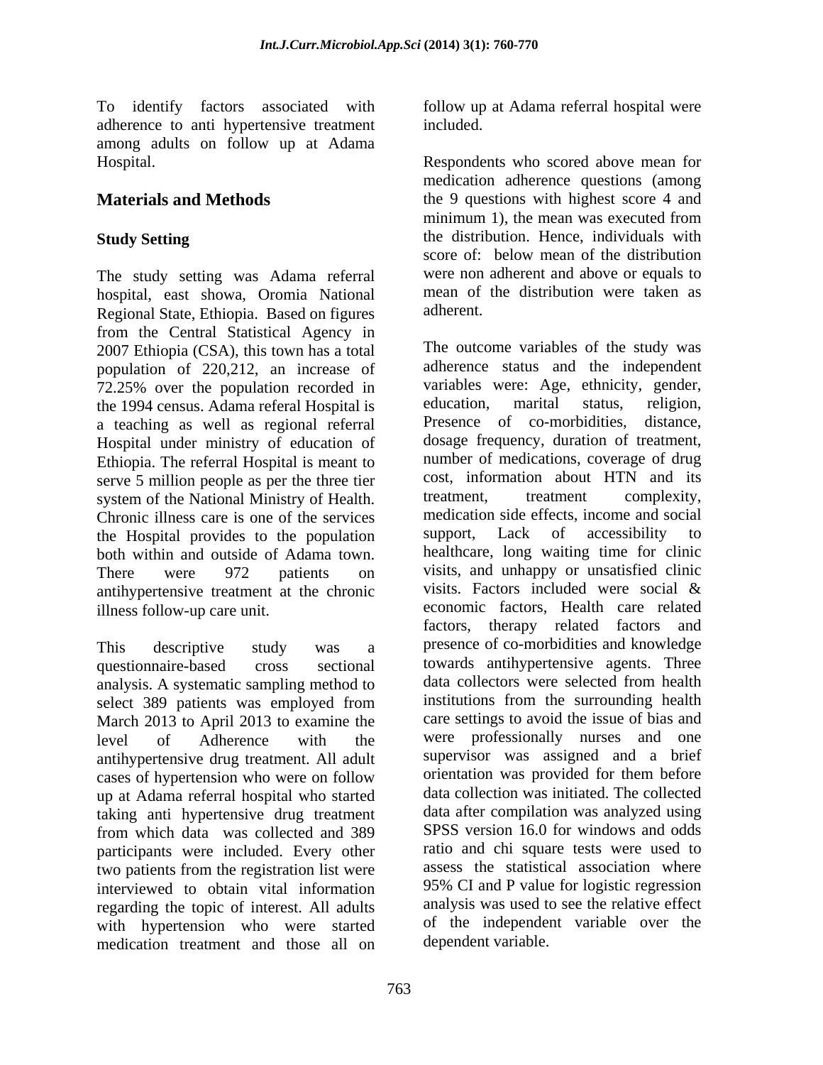To identify factors associated with adherence to anti hypertensive treatment among adults on follow up at Adama Hospital.

## Materials and Methods

### Study Setting

The study setting was Adama referral hospital, east showa, Oromia National Regional State, Ethiopia. Based on figures from the Central Statistical Agency in 2007 Ethiopia (CSA), this town has a total population of 220,212, an increase of 72.25% over the population recorded in the 1994 census. Adama referal Hospital is a teaching as well as regional referral Hospital under ministry of education of Ethiopia. The referral Hospital is meant to serve 5 million people as per the three tier system of the National Ministry of Health. Chronic illness care is one of the services the Hospital provides to the population both within and outside of Adama town. There were 972 patients on antihypertensive treatment at the chronic illness follow-up care unit.

This descriptive study was a questionnaire-based cross sectional analysis. A systematic sampling method to select 389 patients was employed from March 2013 to April 2013 to examine the level of Adherence with the antihypertensive drug treatment. All adult cases of hypertension who were on follow up at Adama referral hospital who started taking anti hypertensive drug treatment from which data was collected and 389 participants were included. Every other two patients from the registration list were interviewed to obtain vital information regarding the topic of interest. All adults with hypertension who were started medication treatment and those all on follow up at Adama referral hospital were included.

Respondents who scored above mean for medication adherence questions (among the 9 questions with highest score 4 and minimum 1), the mean was executed from the distribution. Hence, individuals with score of: below mean of the distribution were non adherent and above or equals to mean of the distribution were taken as adherent.

The outcome variables of the study was adherence status and the independent variables were: Age, ethnicity, gender, education, marital status, religion, Presence of co-morbidities, distance, dosage frequency, duration of treatment, number of medications, coverage of drug cost, information about HTN and its treatment, treatment complexity, medication side effects, income and social support, Lack of accessibility to healthcare, long waiting time for clinic visits, and unhappy or unsatisfied clinic visits. Factors included were social & economic factors, Health care related factors, therapy related factors and presence of co-morbidities and knowledge towards antihypertensive agents. Three data collectors were selected from health institutions from the surrounding health care settings to avoid the issue of bias and were professionally nurses and one supervisor was assigned and a brief orientation was provided for them before data collection was initiated. The collected data after compilation was analyzed using SPSS version 16.0 for windows and odds ratio and chi square tests were used to assess the statistical association where 95% CI and P value for logistic regression analysis was used to see the relative effect of the independent variable over the dependent variable.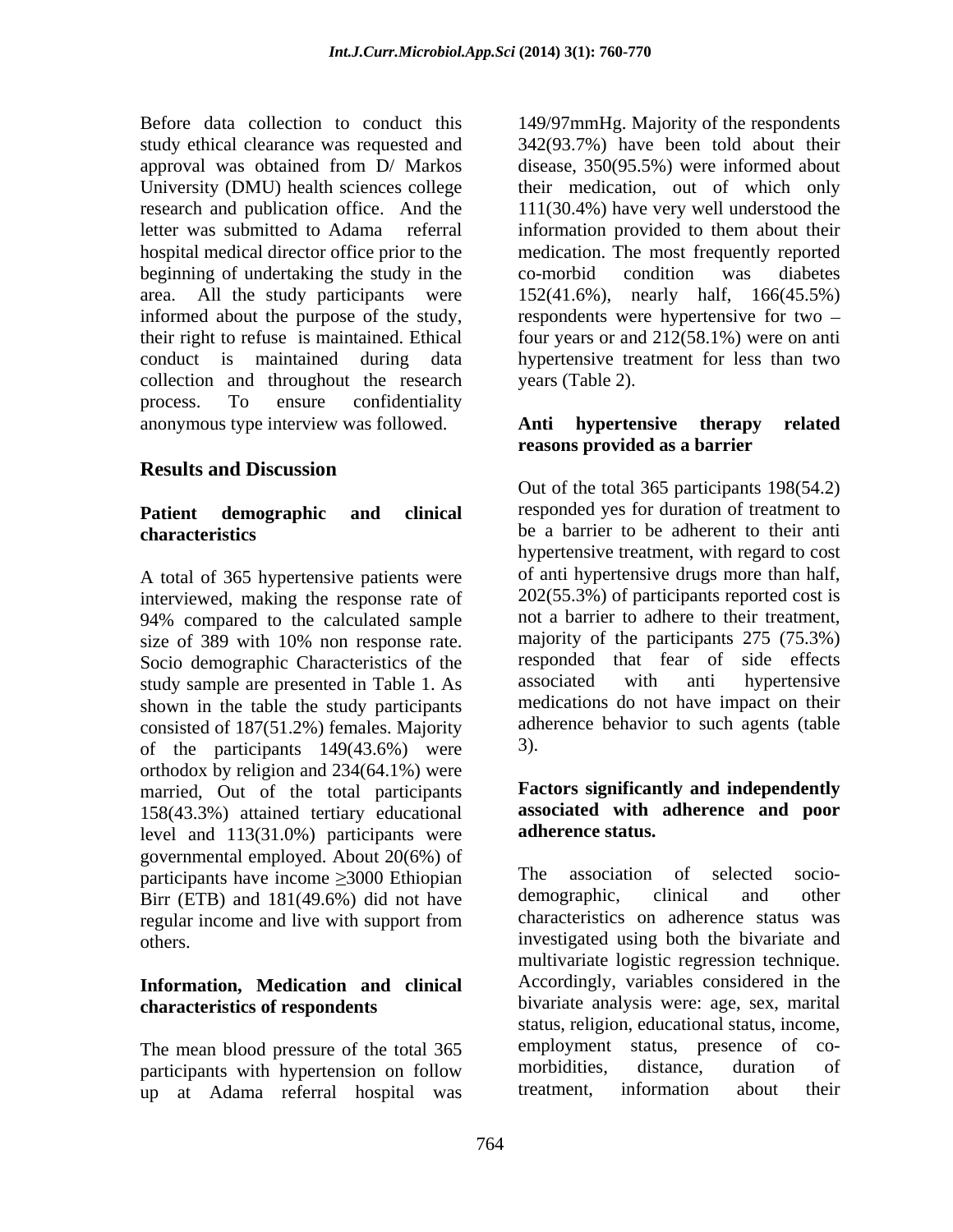Before data collection to conduct this study ethical clearance was requested and approval was obtained from D/ Markos University (DMU) health sciences college research and publication office. And the letter was submitted to Adama referral hospital medical director office prior to the beginning of undertaking the study in the area. All the study participants were informed about the purpose of the study, their right to refuse is maintained. Ethical conduct is maintained during data collection and throughout the research process. To ensure confidentiality anonymous type interview was followed.

## Results and Discussion

### Patient demographic and clinical characteristics

A total of 365 hypertensive patients were interviewed, making the response rate of 94% compared to the calculated sample size of 389 with 10% non response rate. Socio demographic Characteristics of the study sample are presented in Table 1. As shown in the table the study participants consisted of 187(51.2%) females. Majority of the participants 149(43.6%) were orthodox by religion and 234(64.1%) were married, Out of the total participants 158(43.3%) attained tertiary educational level and 113(31.0%) participants were governmental employed. About 20(6%) of participants have income ≥3000 Ethiopian Birr (ETB) and 181(49.6%) did not have regular income and live with support from others.

### Information, Medication and clinical characteristics of respondents

The mean blood pressure of the total 365 participants with hypertension on follow up at Adama referral hospital was 149/97mmHg. Majority of the respondents 342(93.7%) have been told about their disease, 350(95.5%) were informed about their medication, out of which only 111(30.4%) have very well understood the information provided to them about their medication. The most frequently reported co-morbid condition was diabetes 152(41.6%), nearly half, 166(45.5%) respondents were hypertensive for two – four years or and 212(58.1%) were on anti hypertensive treatment for less than two years (Table 2).

### Anti hypertensive therapy related reasons provided as a barrier

Out of the total 365 participants 198(54.2) responded yes for duration of treatment to be a barrier to be adherent to their anti hypertensive treatment, with regard to cost of anti hypertensive drugs more than half, 202(55.3%) of participants reported cost is not a barrier to adhere to their treatment, majority of the participants 275 (75.3%) responded that fear of side effects associated with anti hypertensive medications do not have impact on their adherence behavior to such agents (table 3).

### Factors significantly and independently associated with adherence and poor adherence status.

The association of selected socio-demographic, clinical and other characteristics on adherence status was investigated using both the bivariate and multivariate logistic regression technique. Accordingly, variables considered in the bivariate analysis were: age, sex, marital status, religion, educational status, income, employment status, presence of co-morbidities, distance, duration of treatment, information about their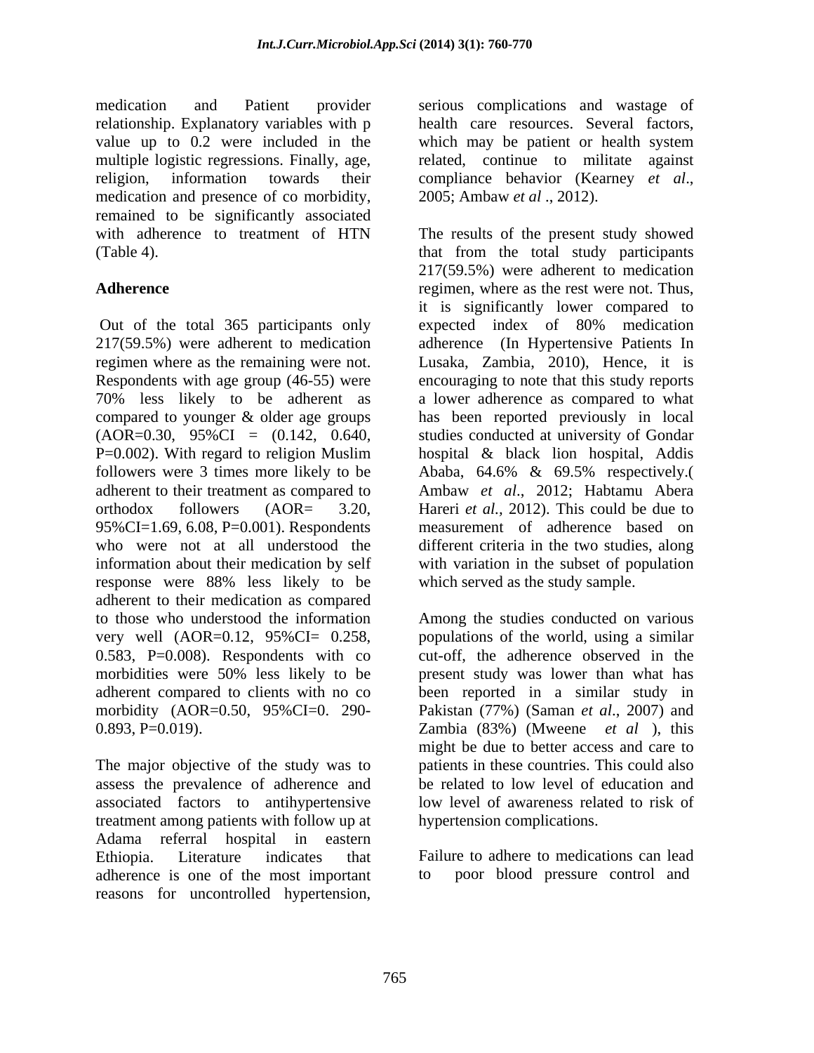medication and Patient provider relationship. Explanatory variables with p value up to 0.2 were included in the multiple logistic regressions. Finally, age, religion, information towards their medication and presence of co morbidity, remained to be significantly associated with adherence to treatment of HTN (Table 4).

**Adherence**

Out of the total 365 participants only 217(59.5%) were adherent to medication regimen where as the remaining were not. Respondents with age group (46-55) were 70% less likely to be adherent as compared to younger & older age groups (AOR=0.30, 95%CI = (0.142, 0.640, P=0.002). With regard to religion Muslim followers were 3 times more likely to be adherent to their treatment as compared to orthodox followers (AOR= 3.20, 95%CI=1.69, 6.08, P=0.001). Respondents who were not at all understood the information about their medication by self response were 88% less likely to be adherent to their medication as compared to those who understood the information very well (AOR=0.12, 95%CI= 0.258, 0.583, P=0.008). Respondents with co morbidities were 50% less likely to be adherent compared to clients with no co morbidity (AOR=0.50, 95%CI=0. 290-0.893, P=0.019).

The major objective of the study was to assess the prevalence of adherence and associated factors to antihypertensive treatment among patients with follow up at Adama referral hospital in eastern Ethiopia. Literature indicates that adherence is one of the most important reasons for uncontrolled hypertension, serious complications and wastage of health care resources. Several factors, which may be patient or health system related, continue to militate against compliance behavior (Kearney *et al*., 2005; Ambaw *et al* ., 2012).

The results of the present study showed that from the total study participants 217(59.5%) were adherent to medication regimen, where as the rest were not. Thus, it is significantly lower compared to expected index of 80% medication adherence (In Hypertensive Patients In Lusaka, Zambia, 2010), Hence, it is encouraging to note that this study reports a lower adherence as compared to what has been reported previously in local studies conducted at university of Gondar hospital & black lion hospital, Addis Ababa, 64.6% & 69.5% respectively.( Ambaw *et al*., 2012; Habtamu Abera Hareri *et al.,* 2012). This could be due to measurement of adherence based on different criteria in the two studies, along with variation in the subset of population which served as the study sample.

Among the studies conducted on various populations of the world, using a similar cut-off, the adherence observed in the present study was lower than what has been reported in a similar study in Pakistan (77%) (Saman *et al*., 2007) and Zambia (83%) (Mweene *et al* ), this might be due to better access and care to patients in these countries. This could also be related to low level of education and low level of awareness related to risk of hypertension complications.

Failure to adhere to medications can lead to poor blood pressure control and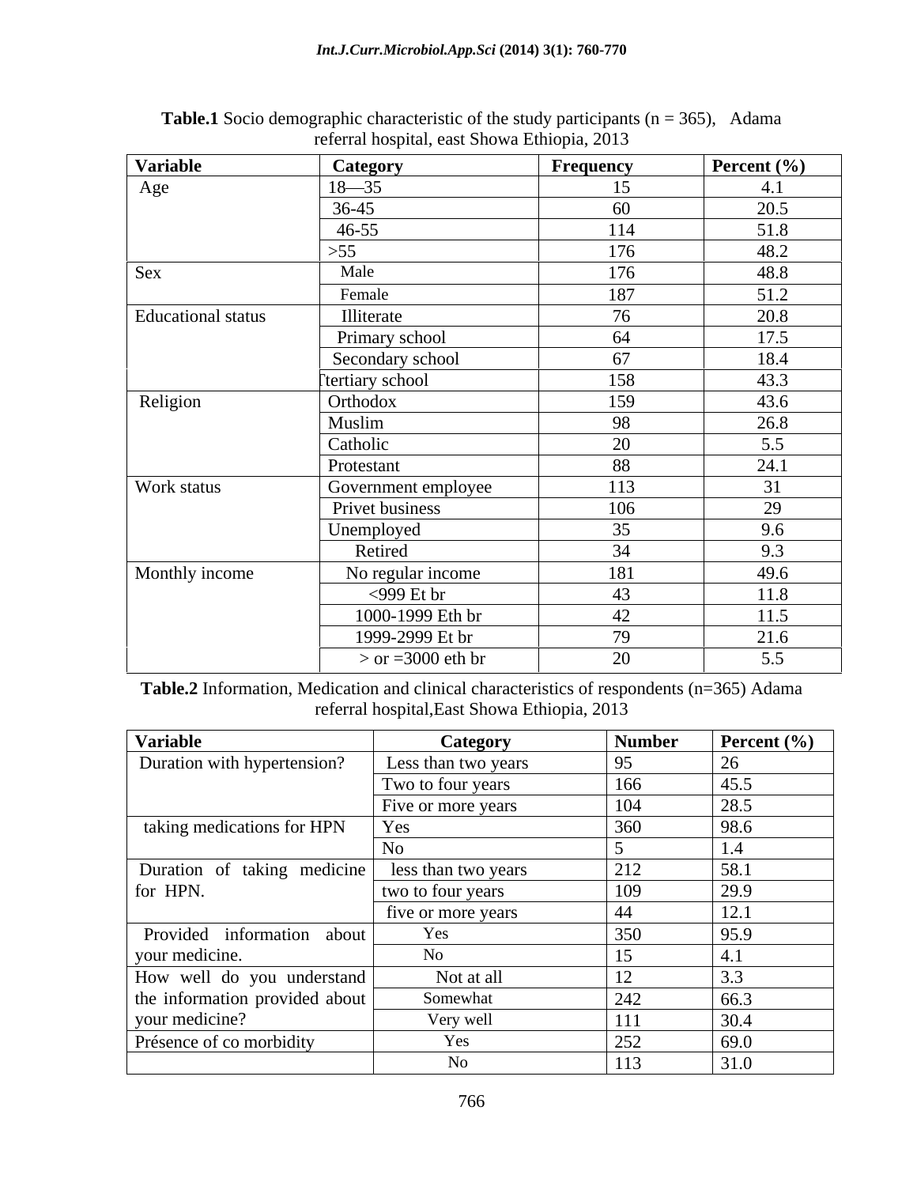**Table.1** Socio demographic characteristic of the study participants (n = 365), Adama referral hospital, east Showa Ethiopia, 2013

| Variable | Category | Frequency | Percent (%) |
|---|---|---|---|
| Age | 18—35 | 15 | 4.1 |
| | 36-45 | 60 | 20.5 |
| | 46-55 | 114 | 51.8 |
| | >55 | 176 | 48.2 |
| Sex | Male | 176 | 48.8 |
| | Female | 187 | 51.2 |
| Educational status | Illiterate | 76 | 20.8 |
| | Primary school | 64 | 17.5 |
| | Secondary school | 67 | 18.4 |
| | Tertiary school | 158 | 43.3 |
| Religion | Orthodox | 159 | 43.6 |
| | Muslim | 98 | 26.8 |
| | Catholic | 20 | 5.5 |
| | Protestant | 88 | 24.1 |
| Work status | Government employee | 113 | 31 |
| | Privet business | 106 | 29 |
| | Unemployed | 35 | 9.6 |
| | Retired | 34 | 9.3 |
| Monthly income | No regular income | 181 | 49.6 |
| | <999 Et br | 43 | 11.8 |
| | 1000-1999 Eth br | 42 | 11.5 |
| | 1999-2999 Et br | 79 | 21.6 |
| | > or =3000 eth br | 20 | 5.5 |

**Table.2** Information, Medication and clinical characteristics of respondents (n=365) Adama referral hospital,East Showa Ethiopia, 2013

| Variable | Category | Number | Percent (%) |
|---|---|---|---|
| Duration with hypertension? | Less than two years | 95 | 26 |
| | Two to four years | 166 | 45.5 |
| | Five or more years | 104 | 28.5 |
| taking medications for HPN | Yes | 360 | 98.6 |
| | No | 5 | 1.4 |
| Duration of taking medicine for HPN. | less than two years | 212 | 58.1 |
| | two to four years | 109 | 29.9 |
| | five or more years | 44 | 12.1 |
| Provided information about your medicine. | Yes | 350 | 95.9 |
| | No | 15 | 4.1 |
| How well do you understand the information provided about your medicine? | Not at all | 12 | 3.3 |
| | Somewhat | 242 | 66.3 |
| | Very well | 111 | 30.4 |
| Présence of co morbidity | Yes | 252 | 69.0 |
| | No | 113 | 31.0 |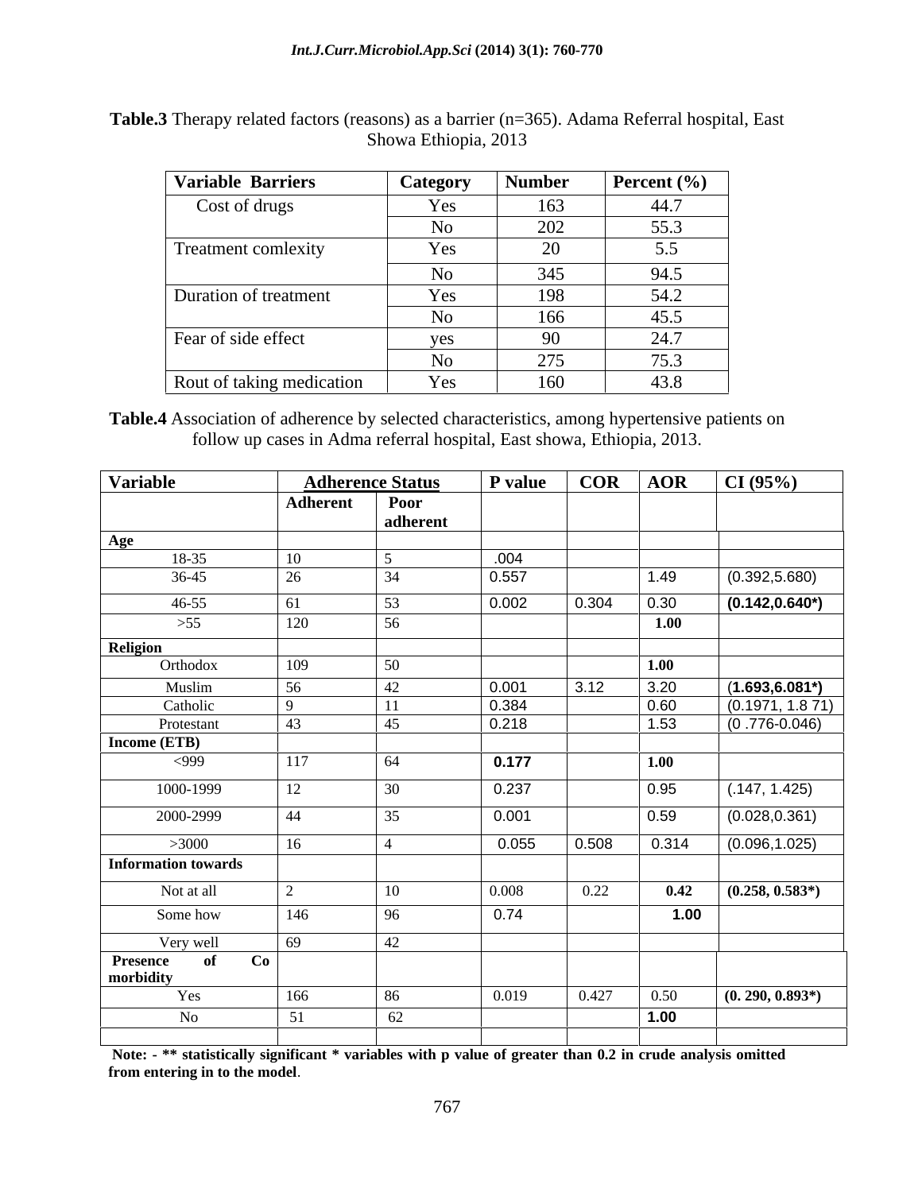**Table.3** Therapy related factors (reasons) as a barrier (n=365). Adama Referral hospital, East Showa Ethiopia, 2013

| Variable Barriers | Category | Number | Percent (%) |
|---|---|---|---|
| Cost of drugs | Yes | 163 | 44.7 |
| | No | 202 | 55.3 |
| Treatment comlexity | Yes | 20 | 5.5 |
| | No | 345 | 94.5 |
| Duration of treatment | Yes | 198 | 54.2 |
| | No | 166 | 45.5 |
| Fear of side effect | yes | 90 | 24.7 |
| | No | 275 | 75.3 |
| Rout of taking medication | Yes | 160 | 43.8 |

**Table.4** Association of adherence by selected characteristics, among hypertensive patients on follow up cases in Adma referral hospital, East showa, Ethiopia, 2013.

| Variable | Adherence Status | | P value | COR | AOR | CI (95%) |
|---|---|---|---|---|---|---|
| | Adherent | Poor adherent | | | | |
| **Age** | | | | | | |
| 18-35 | 10 | 5 | .004 | | | |
| 36-45 | 26 | 34 | 0.557 | | 1.49 | (0.392,5.680) |
| 46-55 | 61 | 53 | 0.002 | 0.304 | 0.30 | **(0.142,0.640*)** |
| >55 | 120 | 56 | | | **1.00** | |
| **Religion** | | | | | | |
| Orthodox | 109 | 50 | | | **1.00** | |
| Muslim | 56 | 42 | 0.001 | 3.12 | 3.20 | (**1.693,6.081***) |
| Catholic | 9 | 11 | 0.384 | | 0.60 | (0.1971, 1.8 71) |
| Protestant | 43 | 45 | 0.218 | | 1.53 | (0 .776-0.046) |
| **Income (ETB)** | | | | | | |
| <999 | 117 | 64 | **0.177** | | **1.00** | |
| 1000-1999 | 12 | 30 | 0.237 | | 0.95 | (.147, 1.425) |
| 2000-2999 | 44 | 35 | 0.001 | | 0.59 | (0.028,0.361) |
| >3000 | 16 | 4 | 0.055 | 0.508 | 0.314 | (0.096,1.025) |
| **Information towards** | | | | | | |
| Not at all | 2 | 10 | 0.008 | 0.22 | **0.42** | **(0.258, 0.583*)** |
| Some how | 146 | 96 | 0.74 | | **1.00** | |
| Very well | 69 | 42 | | | | |
| **Presence of Co morbidity** | | | | | | |
| Yes | 166 | 86 | 0.019 | 0.427 | 0.50 | **(0. 290, 0.893*)** |
| No | 51 | 62 | | | **1.00** | |

**Note: - ** statistically significant * variables with p value of greater than 0.2 in crude analysis omitted from entering in to the model**.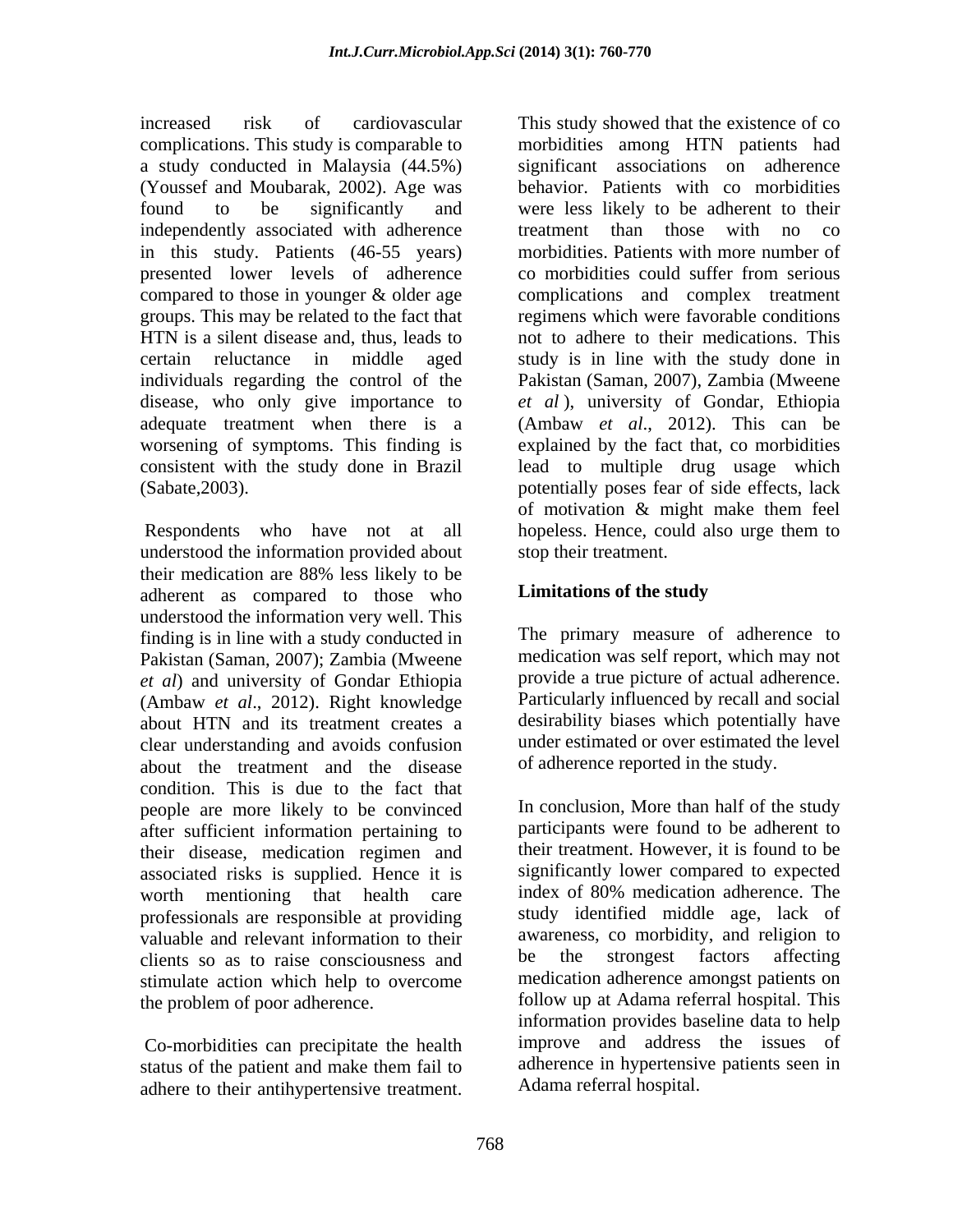increased risk of cardiovascular complications. This study is comparable to a study conducted in Malaysia (44.5%) (Youssef and Moubarak, 2002). Age was found to be significantly and independently associated with adherence in this study. Patients (46-55 years) presented lower levels of adherence compared to those in younger & older age groups. This may be related to the fact that HTN is a silent disease and, thus, leads to certain reluctance in middle aged individuals regarding the control of the disease, who only give importance to adequate treatment when there is a worsening of symptoms. This finding is consistent with the study done in Brazil (Sabate,2003).

Respondents who have not at all understood the information provided about their medication are 88% less likely to be adherent as compared to those who understood the information very well. This finding is in line with a study conducted in Pakistan (Saman, 2007); Zambia (Mweene *et al*) and university of Gondar Ethiopia (Ambaw *et al*., 2012). Right knowledge about HTN and its treatment creates a clear understanding and avoids confusion about the treatment and the disease condition. This is due to the fact that people are more likely to be convinced after sufficient information pertaining to their disease, medication regimen and associated risks is supplied. Hence it is worth mentioning that health care professionals are responsible at providing valuable and relevant information to their clients so as to raise consciousness and stimulate action which help to overcome the problem of poor adherence.

Co-morbidities can precipitate the health status of the patient and make them fail to adhere to their antihypertensive treatment. This study showed that the existence of co morbidities among HTN patients had significant associations on adherence behavior. Patients with co morbidities were less likely to be adherent to their treatment than those with no co morbidities. Patients with more number of co morbidities could suffer from serious complications and complex treatment regimens which were favorable conditions not to adhere to their medications. This study is in line with the study done in Pakistan (Saman, 2007), Zambia (Mweene *et al*), university of Gondar, Ethiopia (Ambaw *et al*., 2012). This can be explained by the fact that, co morbidities lead to multiple drug usage which potentially poses fear of side effects, lack of motivation & might make them feel hopeless. Hence, could also urge them to stop their treatment.

## Limitations of the study

The primary measure of adherence to medication was self report, which may not provide a true picture of actual adherence. Particularly influenced by recall and social desirability biases which potentially have under estimated or over estimated the level of adherence reported in the study.

In conclusion, More than half of the study participants were found to be adherent to their treatment. However, it is found to be significantly lower compared to expected index of 80% medication adherence. The study identified middle age, lack of awareness, co morbidity, and religion to be the strongest factors affecting medication adherence amongst patients on follow up at Adama referral hospital. This information provides baseline data to help improve and address the issues of adherence in hypertensive patients seen in Adama referral hospital.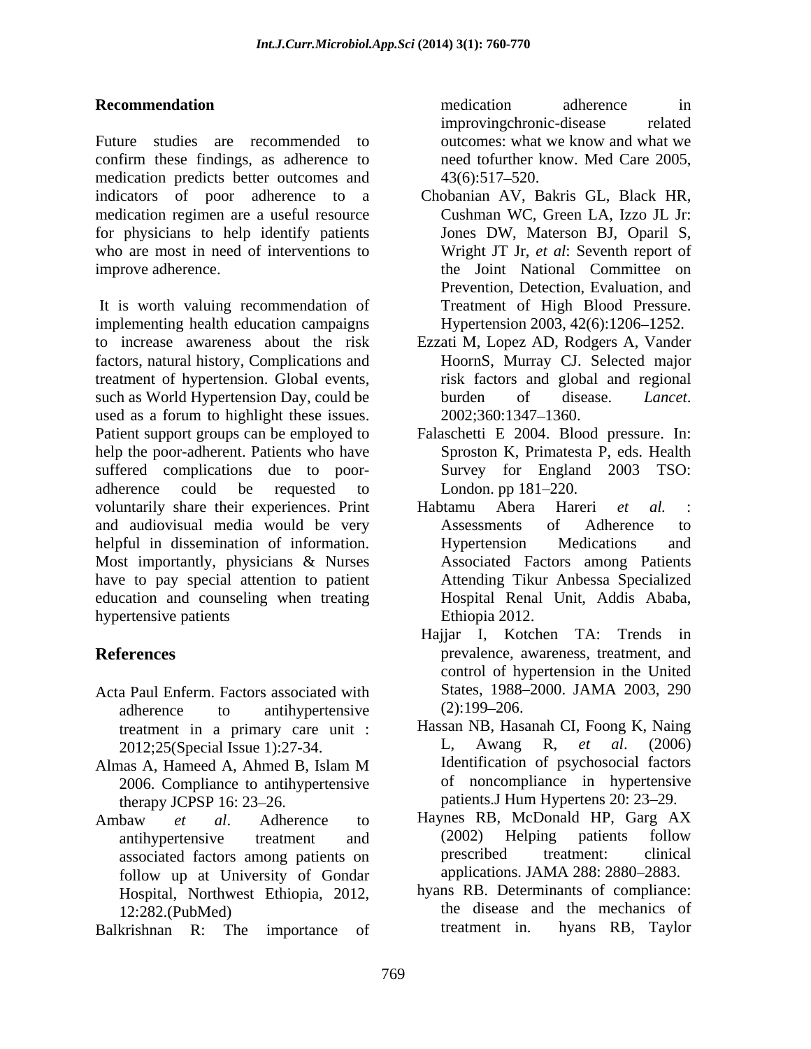## Recommendation

Future studies are recommended to confirm these findings, as adherence to medication predicts better outcomes and indicators of poor adherence to a medication regimen are a useful resource for physicians to help identify patients who are most in need of interventions to improve adherence.

It is worth valuing recommendation of implementing health education campaigns to increase awareness about the risk factors, natural history, Complications and treatment of hypertension. Global events, such as World Hypertension Day, could be used as a forum to highlight these issues. Patient support groups can be employed to help the poor-adherent. Patients who have suffered complications due to poor-adherence could be requested to voluntarily share their experiences. Print and audiovisual media would be very helpful in dissemination of information. Most importantly, physicians & Nurses have to pay special attention to patient education and counseling when treating hypertensive patients

## References

Acta Paul Enferm. Factors associated with adherence to antihypertensive treatment in a primary care unit : 2012;25(Special Issue 1):27-34.

Almas A, Hameed A, Ahmed B, Islam M 2006. Compliance to antihypertensive therapy JCPSP 16: 23–26.

Ambaw *et al*. Adherence to antihypertensive treatment and associated factors among patients on follow up at University of Gondar Hospital, Northwest Ethiopia, 2012, 12:282.(PubMed)

Balkrishnan R: The importance of medication adherence in improvingchronic-disease related outcomes: what we know and what we need tofurther know. Med Care 2005, 43(6):517–520.

Chobanian AV, Bakris GL, Black HR, Cushman WC, Green LA, Izzo JL Jr: Jones DW, Materson BJ, Oparil S, Wright JT Jr, *et al*: Seventh report of the Joint National Committee on Prevention, Detection, Evaluation, and Treatment of High Blood Pressure. Hypertension 2003, 42(6):1206–1252.

Ezzati M, Lopez AD, Rodgers A, Vander HoornS, Murray CJ. Selected major risk factors and global and regional burden of disease. *Lancet*. 2002;360:1347–1360.

Falaschetti E 2004. Blood pressure. In: Sproston K, Primatesta P, eds. Health Survey for England 2003 TSO: London. pp 181–220.

Habtamu Abera Hareri *et al.* : Assessments of Adherence to Hypertension Medications and Associated Factors among Patients Attending Tikur Anbessa Specialized Hospital Renal Unit, Addis Ababa, Ethiopia 2012.

Hajjar I, Kotchen TA: Trends in prevalence, awareness, treatment, and control of hypertension in the United States, 1988–2000. JAMA 2003, 290 (2):199–206.

Hassan NB, Hasanah CI, Foong K, Naing L, Awang R, *et al*. (2006) Identification of psychosocial factors of noncompliance in hypertensive patients.J Hum Hypertens 20: 23–29.

Haynes RB, McDonald HP, Garg AX (2002) Helping patients follow prescribed treatment: clinical applications. JAMA 288: 2880–2883.

hyans RB. Determinants of compliance: the disease and the mechanics of treatment in. hyans RB, Taylor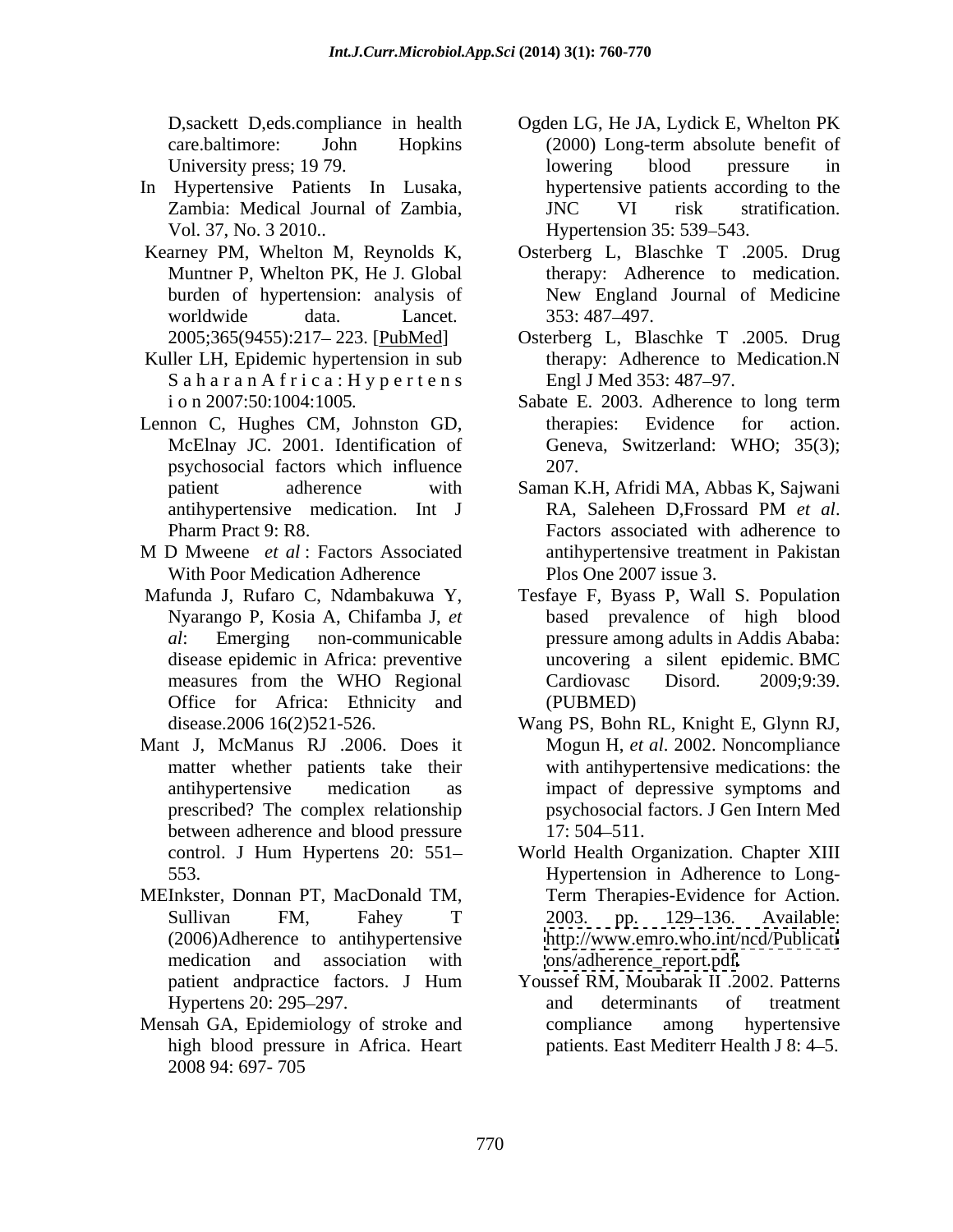D,sackett D,eds.compliance in health care.baltimore: John Hopkins University press; 19 79.

In Hypertensive Patients In Lusaka, Zambia: Medical Journal of Zambia, Vol. 37, No. 3 2010..

Kearney PM, Whelton M, Reynolds K, Muntner P, Whelton PK, He J. Global burden of hypertension: analysis of worldwide data. Lancet. 2005;365(9455):217– 223. [PubMed]

Kuller LH, Epidemic hypertension in sub S a h a r a n A f r i c a : H y p e r t e n s i o n 2007:50:1004:1005.

Lennon C, Hughes CM, Johnston GD, McElnay JC. 2001. Identification of psychosocial factors which influence patient adherence with antihypertensive medication. Int J Pharm Pract 9: R8.

M D Mweene *et al* : Factors Associated With Poor Medication Adherence

Mafunda J, Rufaro C, Ndambakuwa Y, Nyarango P, Kosia A, Chifamba J, *et al*: Emerging non-communicable disease epidemic in Africa: preventive measures from the WHO Regional Office for Africa: Ethnicity and disease.2006 16(2)521-526.

Mant J, McManus RJ .2006. Does it matter whether patients take their antihypertensive medication as prescribed? The complex relationship between adherence and blood pressure control. J Hum Hypertens 20: 551–553.

MEInkster, Donnan PT, MacDonald TM, Sullivan FM, Fahey T (2006)Adherence to antihypertensive medication and association with patient andpractice factors. J Hum Hypertens 20: 295–297.

Mensah GA, Epidemiology of stroke and high blood pressure in Africa. Heart 2008 94: 697- 705

Ogden LG, He JA, Lydick E, Whelton PK (2000) Long-term absolute benefit of lowering blood pressure in hypertensive patients according to the JNC VI risk stratification. Hypertension 35: 539–543.

Osterberg L, Blaschke T .2005. Drug therapy: Adherence to medication. New England Journal of Medicine 353: 487–497.

Osterberg L, Blaschke T .2005. Drug therapy: Adherence to Medication.N Engl J Med 353: 487–97.

Sabate E. 2003. Adherence to long term therapies: Evidence for action. Geneva, Switzerland: WHO; 35(3); 207.

Saman K.H, Afridi MA, Abbas K, Sajwani RA, Saleheen D,Frossard PM *et al*. Factors associated with adherence to antihypertensive treatment in Pakistan Plos One 2007 issue 3.

Tesfaye F, Byass P, Wall S. Population based prevalence of high blood pressure among adults in Addis Ababa: uncovering a silent epidemic. BMC Cardiovasc Disord. 2009;9:39. (PUBMED)

Wang PS, Bohn RL, Knight E, Glynn RJ, Mogun H, *et al*. 2002. Noncompliance with antihypertensive medications: the impact of depressive symptoms and psychosocial factors. J Gen Intern Med 17: 504–511.

World Health Organization. Chapter XIII Hypertension in Adherence to Long-Term Therapies-Evidence for Action. 2003. pp. 129–136. Available: http://www.emro.who.int/ncd/Publications/adherence_report.pdf.

Youssef RM, Moubarak II .2002. Patterns and determinants of treatment compliance among hypertensive patients. East Mediterr Health J 8: 4–5.